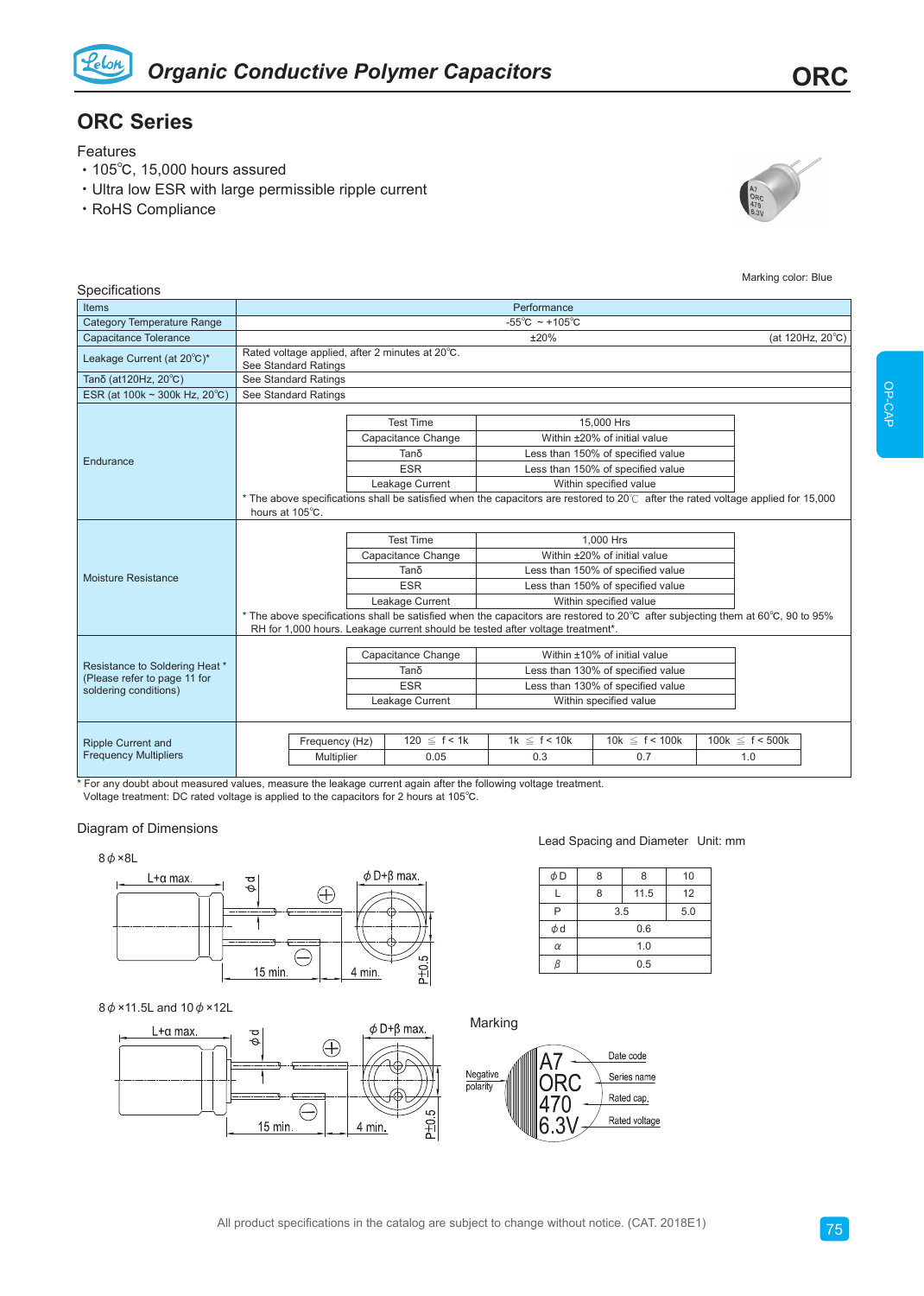# Organic Conductive Polymer Capacitors

**ORC**

## ORC Series

### Features

- 105℃, 15,000 hours assured
- Ultra low ESR with large permissible ripple current
- RoHS Compliance

Marking color: Blue

### Specifications

| Items | Performance |
|---|---|
| Category Temperature Range | -55℃ ~ +105℃ |
| Capacitance Tolerance | ±20% (at 120Hz, 20℃) |
| Leakage Current (at 20℃)* | Rated voltage applied, after 2 minutes at 20℃. See Standard Ratings |
| Tanδ (at120Hz, 20℃) | See Standard Ratings |
| ESR (at 100k ~ 300k Hz, 20℃) | See Standard Ratings |
| Endurance | Test Time: 15,000 Hrs; Capacitance Change: Within ±20% of initial value; Tanδ: Less than 150% of specified value; ESR: Less than 150% of specified value; Leakage Current: Within specified value. * The above specifications shall be satisfied when the capacitors are restored to 20℃ after the rated voltage applied for 15,000 hours at 105℃. |
| Moisture Resistance | Test Time: 1,000 Hrs; Capacitance Change: Within ±20% of initial value; Tanδ: Less than 150% of specified value; ESR: Less than 150% of specified value; Leakage Current: Within specified value. * The above specifications shall be satisfied when the capacitors are restored to 20℃ after subjecting them at 60℃, 90 to 95% RH for 1,000 hours. Leakage current should be tested after voltage treatment*. |
| Resistance to Soldering Heat * (Please refer to page 11 for soldering conditions) | Capacitance Change: Within ±10% of initial value; Tanδ: Less than 130% of specified value; ESR: Less than 130% of specified value; Leakage Current: Within specified value |
| Ripple Current and Frequency Multipliers | See table below |

Endurance:

| Test Time | 15,000 Hrs |
|---|---|
| Capacitance Change | Within ±20% of initial value |
| Tanδ | Less than 150% of specified value |
| ESR | Less than 150% of specified value |
| Leakage Current | Within specified value |

Moisture Resistance:

| Test Time | 1,000 Hrs |
|---|---|
| Capacitance Change | Within ±20% of initial value |
| Tanδ | Less than 150% of specified value |
| ESR | Less than 150% of specified value |
| Leakage Current | Within specified value |

Resistance to Soldering Heat:

| Capacitance Change | Within ±10% of initial value |
|---|---|
| Tanδ | Less than 130% of specified value |
| ESR | Less than 130% of specified value |
| Leakage Current | Within specified value |

Ripple Current and Frequency Multipliers:

| Frequency (Hz) | 120 ≦ f < 1k | 1k ≦ f < 10k | 10k ≦ f < 100k | 100k ≦ f < 500k |
|---|---|---|---|---|
| Multiplier | 0.05 | 0.3 | 0.7 | 1.0 |

\* For any doubt about measured values, measure the leakage current again after the following voltage treatment.
Voltage treatment: DC rated voltage is applied to the capacitors for 2 hours at 105℃.

### Diagram of Dimensions

8ϕ×8L

L+α max. ϕd ϕD+β max. 15 min. 4 min. P±0.5

8ϕ×11.5L and 10ϕ×12L

L+α max. ϕd ϕD+β max. 15 min. 4 min. P±0.5

Lead Spacing and Diameter Unit: mm

| ϕD | 8 | 8 | 10 |
|---|---|---|---|
| L | 8 | 11.5 | 12 |
| P | 3.5 | | 5.0 |
| ϕd | 0.6 | | |
| α | 1.0 | | |
| β | 0.5 | | |

### Marking

A7 — Date code
ORC — Series name
470 — Rated cap.
6.3V — Rated voltage
Negative polarity

All product specifications in the catalog are subject to change without notice. (CAT. 2018E1)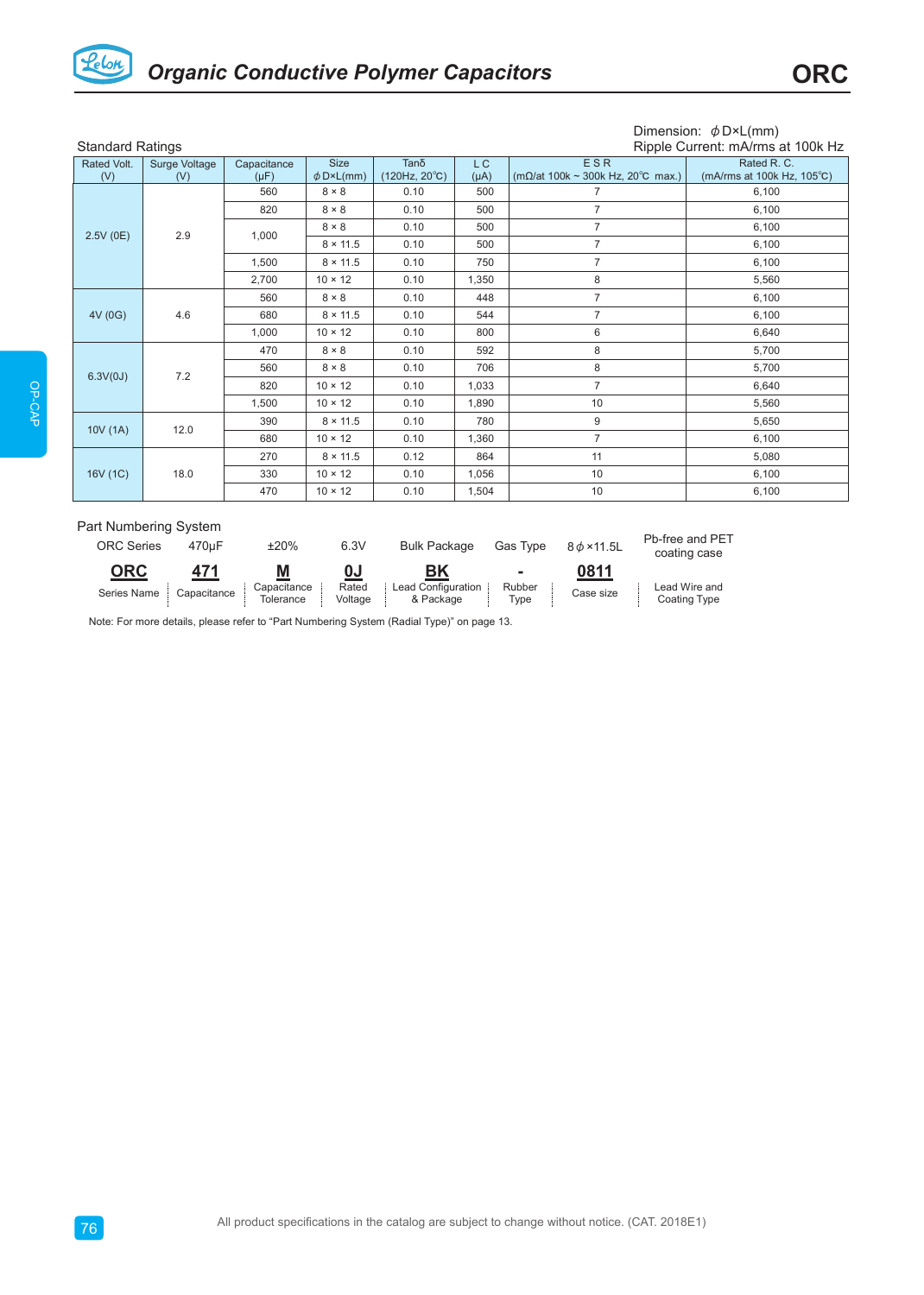# Organic Conductive Polymer Capacitors

# ORC

Dimension: ϕD×L(mm)
Ripple Current: mA/rms at 100k Hz

Standard Ratings

| Rated Volt. (V) | Surge Voltage (V) | Capacitance (μF) | Size ϕD×L(mm) | Tanδ (120Hz, 20℃) | L C (μA) | E S R (mΩ/at 100k ~ 300k Hz, 20℃ max.) | Rated R. C. (mA/rms at 100k Hz, 105℃) |
|---|---|---|---|---|---|---|---|
| 2.5V (0E) | 2.9 | 560 | 8 × 8 | 0.10 | 500 | 7 | 6,100 |
| | | 820 | 8 × 8 | 0.10 | 500 | 7 | 6,100 |
| | | 1,000 | 8 × 8 | 0.10 | 500 | 7 | 6,100 |
| | | | 8 × 11.5 | 0.10 | 500 | 7 | 6,100 |
| | | 1,500 | 8 × 11.5 | 0.10 | 750 | 7 | 6,100 |
| | | 2,700 | 10 × 12 | 0.10 | 1,350 | 8 | 5,560 |
| 4V (0G) | 4.6 | 560 | 8 × 8 | 0.10 | 448 | 7 | 6,100 |
| | | 680 | 8 × 11.5 | 0.10 | 544 | 7 | 6,100 |
| | | 1,000 | 10 × 12 | 0.10 | 800 | 6 | 6,640 |
| 6.3V(0J) | 7.2 | 470 | 8 × 8 | 0.10 | 592 | 8 | 5,700 |
| | | 560 | 8 × 8 | 0.10 | 706 | 8 | 5,700 |
| | | 820 | 10 × 12 | 0.10 | 1,033 | 7 | 6,640 |
| | | 1,500 | 10 × 12 | 0.10 | 1,890 | 10 | 5,560 |
| 10V (1A) | 12.0 | 390 | 8 × 11.5 | 0.10 | 780 | 9 | 5,650 |
| | | 680 | 10 × 12 | 0.10 | 1,360 | 7 | 6,100 |
| 16V (1C) | 18.0 | 270 | 8 × 11.5 | 0.12 | 864 | 11 | 5,080 |
| | | 330 | 10 × 12 | 0.10 | 1,056 | 10 | 6,100 |
| | | 470 | 10 × 12 | 0.10 | 1,504 | 10 | 6,100 |

Part Numbering System

| ORC Series | 470μF | ±20% | 6.3V | Bulk Package | Gas Type | 8ϕ×11.5L | Pb-free and PET coating case |
|---|---|---|---|---|---|---|---|
| **ORC** | **471** | **M** | **0J** | **BK** | **-** | **0811** | |
| Series Name | Capacitance | Capacitance Tolerance | Rated Voltage | Lead Configuration & Package | Rubber Type | Case size | Lead Wire and Coating Type |

Note: For more details, please refer to “Part Numbering System (Radial Type)” on page 13.